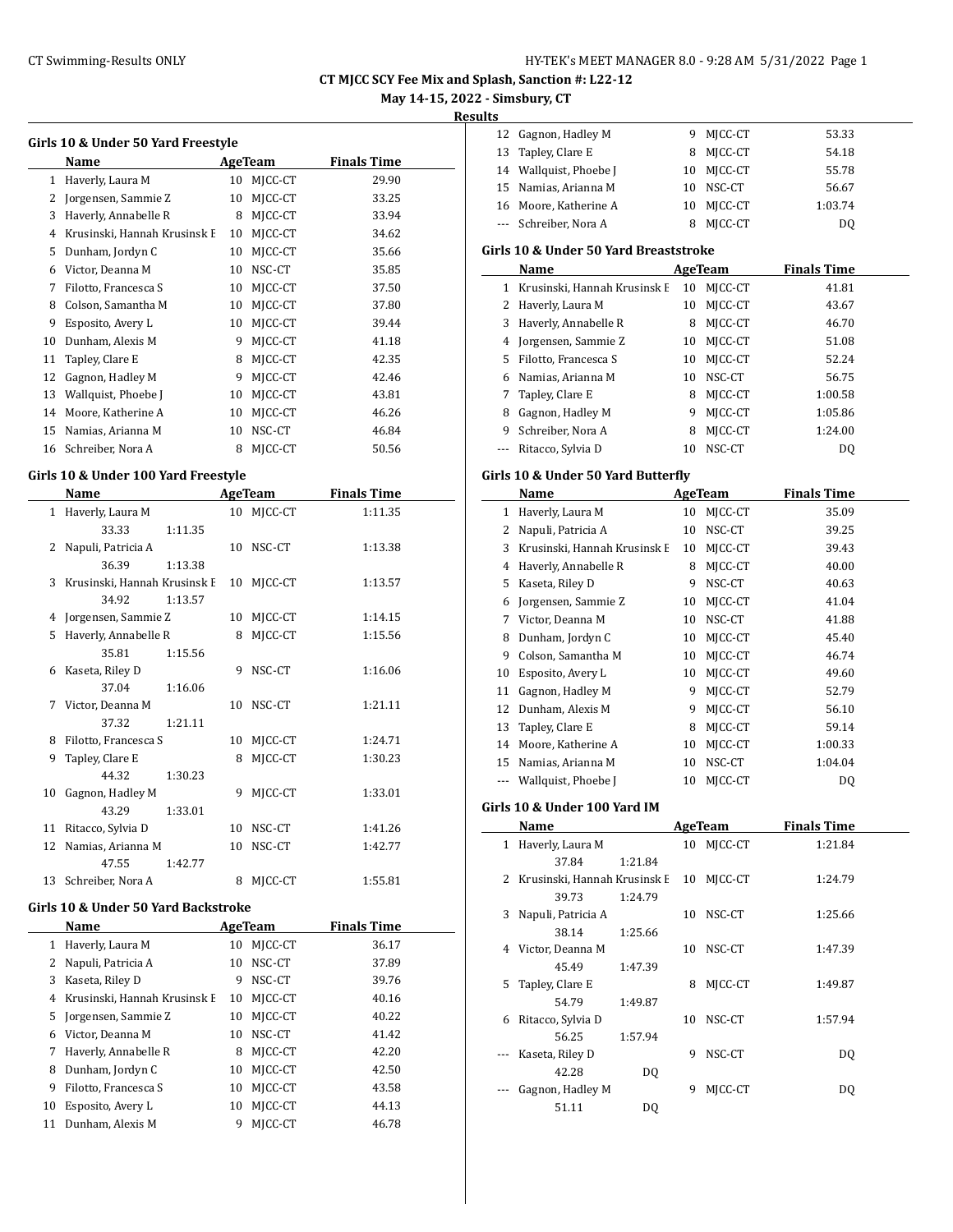# CT MJCC SCY Fee Mix and Splash, Sanction #: L22-12

**May 14-15, 2022 - Simsbury, CT**

**Results**

### Girls 10 & Under 50 Yard Freestyle

| | Name | Age | Team | Finals Time |
|---|---|---|---|---|
| 1 | Haverly, Laura M | 10 | MJCC-CT | 29.90 |
| 2 | Jorgensen, Sammie Z | 10 | MJCC-CT | 33.25 |
| 3 | Haverly, Annabelle R | 8 | MJCC-CT | 33.94 |
| 4 | Krusinski, Hannah Krusinsk E | 10 | MJCC-CT | 34.62 |
| 5 | Dunham, Jordyn C | 10 | MJCC-CT | 35.66 |
| 6 | Victor, Deanna M | 10 | NSC-CT | 35.85 |
| 7 | Filotto, Francesca S | 10 | MJCC-CT | 37.50 |
| 8 | Colson, Samantha M | 10 | MJCC-CT | 37.80 |
| 9 | Esposito, Avery L | 10 | MJCC-CT | 39.44 |
| 10 | Dunham, Alexis M | 9 | MJCC-CT | 41.18 |
| 11 | Tapley, Clare E | 8 | MJCC-CT | 42.35 |
| 12 | Gagnon, Hadley M | 9 | MJCC-CT | 42.46 |
| 13 | Wallquist, Phoebe J | 10 | MJCC-CT | 43.81 |
| 14 | Moore, Katherine A | 10 | MJCC-CT | 46.26 |
| 15 | Namias, Arianna M | 10 | NSC-CT | 46.84 |
| 16 | Schreiber, Nora A | 8 | MJCC-CT | 50.56 |

### Girls 10 & Under 100 Yard Freestyle

| | Name | Age | Team | Finals Time |
|---|---|---|---|---|
| 1 | Haverly, Laura M | 10 | MJCC-CT | 1:11.35 |
| | 33.33 1:11.35 | | | |
| 2 | Napuli, Patricia A | 10 | NSC-CT | 1:13.38 |
| | 36.39 1:13.38 | | | |
| 3 | Krusinski, Hannah Krusinsk E | 10 | MJCC-CT | 1:13.57 |
| | 34.92 1:13.57 | | | |
| 4 | Jorgensen, Sammie Z | 10 | MJCC-CT | 1:14.15 |
| 5 | Haverly, Annabelle R | 8 | MJCC-CT | 1:15.56 |
| | 35.81 1:15.56 | | | |
| 6 | Kaseta, Riley D | 9 | NSC-CT | 1:16.06 |
| | 37.04 1:16.06 | | | |
| 7 | Victor, Deanna M | 10 | NSC-CT | 1:21.11 |
| | 37.32 1:21.11 | | | |
| 8 | Filotto, Francesca S | 10 | MJCC-CT | 1:24.71 |
| 9 | Tapley, Clare E | 8 | MJCC-CT | 1:30.23 |
| | 44.32 1:30.23 | | | |
| 10 | Gagnon, Hadley M | 9 | MJCC-CT | 1:33.01 |
| | 43.29 1:33.01 | | | |
| 11 | Ritacco, Sylvia D | 10 | NSC-CT | 1:41.26 |
| 12 | Namias, Arianna M | 10 | NSC-CT | 1:42.77 |
| | 47.55 1:42.77 | | | |
| 13 | Schreiber, Nora A | 8 | MJCC-CT | 1:55.81 |

### Girls 10 & Under 50 Yard Backstroke

| | Name | Age | Team | Finals Time |
|---|---|---|---|---|
| 1 | Haverly, Laura M | 10 | MJCC-CT | 36.17 |
| 2 | Napuli, Patricia A | 10 | NSC-CT | 37.89 |
| 3 | Kaseta, Riley D | 9 | NSC-CT | 39.76 |
| 4 | Krusinski, Hannah Krusinsk E | 10 | MJCC-CT | 40.16 |
| 5 | Jorgensen, Sammie Z | 10 | MJCC-CT | 40.22 |
| 6 | Victor, Deanna M | 10 | NSC-CT | 41.42 |
| 7 | Haverly, Annabelle R | 8 | MJCC-CT | 42.20 |
| 8 | Dunham, Jordyn C | 10 | MJCC-CT | 42.50 |
| 9 | Filotto, Francesca S | 10 | MJCC-CT | 43.58 |
| 10 | Esposito, Avery L | 10 | MJCC-CT | 44.13 |
| 11 | Dunham, Alexis M | 9 | MJCC-CT | 46.78 |
| 12 | Gagnon, Hadley M | 9 | MJCC-CT | 53.33 |
| 13 | Tapley, Clare E | 8 | MJCC-CT | 54.18 |
| 14 | Wallquist, Phoebe J | 10 | MJCC-CT | 55.78 |
| 15 | Namias, Arianna M | 10 | NSC-CT | 56.67 |
| 16 | Moore, Katherine A | 10 | MJCC-CT | 1:03.74 |
| --- | Schreiber, Nora A | 8 | MJCC-CT | DQ |

### Girls 10 & Under 50 Yard Breaststroke

| | Name | Age | Team | Finals Time |
|---|---|---|---|---|
| 1 | Krusinski, Hannah Krusinsk E | 10 | MJCC-CT | 41.81 |
| 2 | Haverly, Laura M | 10 | MJCC-CT | 43.67 |
| 3 | Haverly, Annabelle R | 8 | MJCC-CT | 46.70 |
| 4 | Jorgensen, Sammie Z | 10 | MJCC-CT | 51.08 |
| 5 | Filotto, Francesca S | 10 | MJCC-CT | 52.24 |
| 6 | Namias, Arianna M | 10 | NSC-CT | 56.75 |
| 7 | Tapley, Clare E | 8 | MJCC-CT | 1:00.58 |
| 8 | Gagnon, Hadley M | 9 | MJCC-CT | 1:05.86 |
| 9 | Schreiber, Nora A | 8 | MJCC-CT | 1:24.00 |
| --- | Ritacco, Sylvia D | 10 | NSC-CT | DQ |

### Girls 10 & Under 50 Yard Butterfly

| | Name | Age | Team | Finals Time |
|---|---|---|---|---|
| 1 | Haverly, Laura M | 10 | MJCC-CT | 35.09 |
| 2 | Napuli, Patricia A | 10 | NSC-CT | 39.25 |
| 3 | Krusinski, Hannah Krusinsk E | 10 | MJCC-CT | 39.43 |
| 4 | Haverly, Annabelle R | 8 | MJCC-CT | 40.00 |
| 5 | Kaseta, Riley D | 9 | NSC-CT | 40.63 |
| 6 | Jorgensen, Sammie Z | 10 | MJCC-CT | 41.04 |
| 7 | Victor, Deanna M | 10 | NSC-CT | 41.88 |
| 8 | Dunham, Jordyn C | 10 | MJCC-CT | 45.40 |
| 9 | Colson, Samantha M | 10 | MJCC-CT | 46.74 |
| 10 | Esposito, Avery L | 10 | MJCC-CT | 49.60 |
| 11 | Gagnon, Hadley M | 9 | MJCC-CT | 52.79 |
| 12 | Dunham, Alexis M | 9 | MJCC-CT | 56.10 |
| 13 | Tapley, Clare E | 8 | MJCC-CT | 59.14 |
| 14 | Moore, Katherine A | 10 | MJCC-CT | 1:00.33 |
| 15 | Namias, Arianna M | 10 | NSC-CT | 1:04.04 |
| --- | Wallquist, Phoebe J | 10 | MJCC-CT | DQ |

### Girls 10 & Under 100 Yard IM

| | Name | Age | Team | Finals Time |
|---|---|---|---|---|
| 1 | Haverly, Laura M | 10 | MJCC-CT | 1:21.84 |
| | 37.84 1:21.84 | | | |
| 2 | Krusinski, Hannah Krusinsk E | 10 | MJCC-CT | 1:24.79 |
| | 39.73 1:24.79 | | | |
| 3 | Napuli, Patricia A | 10 | NSC-CT | 1:25.66 |
| | 38.14 1:25.66 | | | |
| 4 | Victor, Deanna M | 10 | NSC-CT | 1:47.39 |
| | 45.49 1:47.39 | | | |
| 5 | Tapley, Clare E | 8 | MJCC-CT | 1:49.87 |
| | 54.79 1:49.87 | | | |
| 6 | Ritacco, Sylvia D | 10 | NSC-CT | 1:57.94 |
| | 56.25 1:57.94 | | | |
| --- | Kaseta, Riley D | 9 | NSC-CT | DQ |
| | 42.28 DQ | | | |
| --- | Gagnon, Hadley M | 9 | MJCC-CT | DQ |
| | 51.11 DQ | | | |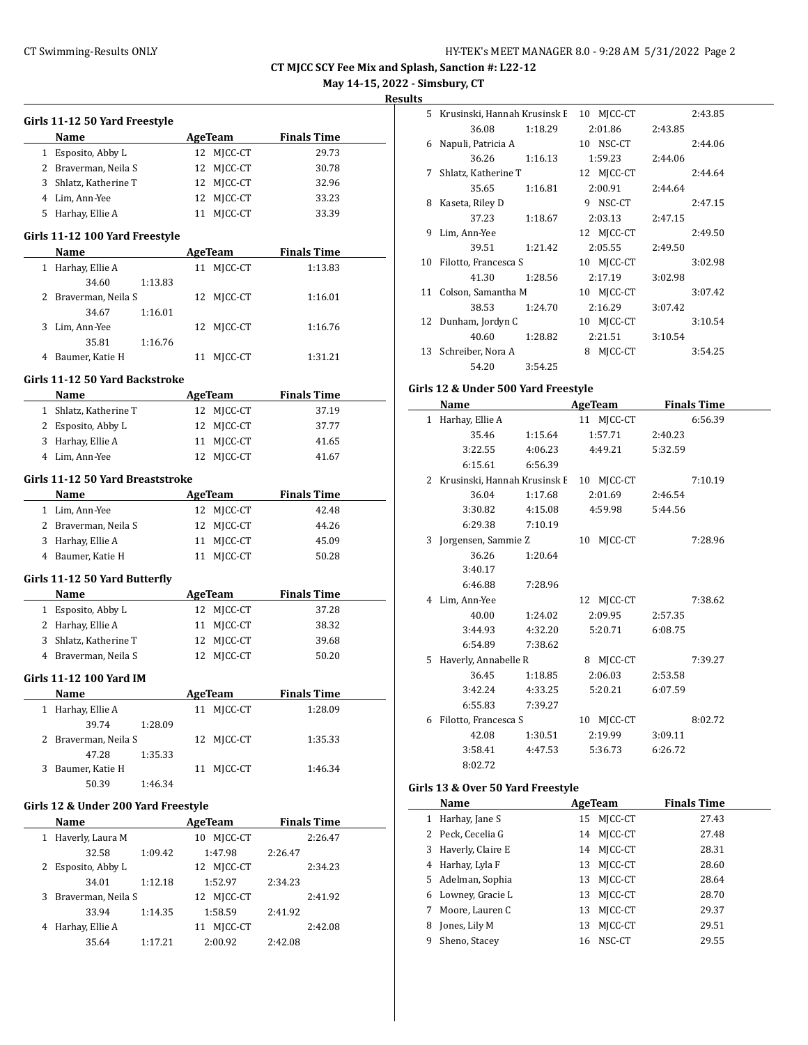CT MJCC SCY Fee Mix and Splash, Sanction #: L22-12

May 14-15, 2022 - Simsbury, CT

**Results**

### Girls 11-12 50 Yard Freestyle

| | Name | Age | Team | Finals Time |
|---|---|---|---|---|
| 1 | Esposito, Abby L | 12 | MJCC-CT | 29.73 |
| 2 | Braverman, Neila S | 12 | MJCC-CT | 30.78 |
| 3 | Shlatz, Katherine T | 12 | MJCC-CT | 32.96 |
| 4 | Lim, Ann-Yee | 12 | MJCC-CT | 33.23 |
| 5 | Harhay, Ellie A | 11 | MJCC-CT | 33.39 |

### Girls 11-12 100 Yard Freestyle

| | Name | Age | Team | Finals Time |
|---|---|---|---|---|
| 1 | Harhay, Ellie A | 11 | MJCC-CT | 1:13.83 |
| | 34.60 &nbsp; 1:13.83 | | | |
| 2 | Braverman, Neila S | 12 | MJCC-CT | 1:16.01 |
| | 34.67 &nbsp; 1:16.01 | | | |
| 3 | Lim, Ann-Yee | 12 | MJCC-CT | 1:16.76 |
| | 35.81 &nbsp; 1:16.76 | | | |
| 4 | Baumer, Katie H | 11 | MJCC-CT | 1:31.21 |

### Girls 11-12 50 Yard Backstroke

| | Name | Age | Team | Finals Time |
|---|---|---|---|---|
| 1 | Shlatz, Katherine T | 12 | MJCC-CT | 37.19 |
| 2 | Esposito, Abby L | 12 | MJCC-CT | 37.77 |
| 3 | Harhay, Ellie A | 11 | MJCC-CT | 41.65 |
| 4 | Lim, Ann-Yee | 12 | MJCC-CT | 41.67 |

### Girls 11-12 50 Yard Breaststroke

| | Name | Age | Team | Finals Time |
|---|---|---|---|---|
| 1 | Lim, Ann-Yee | 12 | MJCC-CT | 42.48 |
| 2 | Braverman, Neila S | 12 | MJCC-CT | 44.26 |
| 3 | Harhay, Ellie A | 11 | MJCC-CT | 45.09 |
| 4 | Baumer, Katie H | 11 | MJCC-CT | 50.28 |

### Girls 11-12 50 Yard Butterfly

| | Name | Age | Team | Finals Time |
|---|---|---|---|---|
| 1 | Esposito, Abby L | 12 | MJCC-CT | 37.28 |
| 2 | Harhay, Ellie A | 11 | MJCC-CT | 38.32 |
| 3 | Shlatz, Katherine T | 12 | MJCC-CT | 39.68 |
| 4 | Braverman, Neila S | 12 | MJCC-CT | 50.20 |

### Girls 11-12 100 Yard IM

| | Name | Age | Team | Finals Time |
|---|---|---|---|---|
| 1 | Harhay, Ellie A | 11 | MJCC-CT | 1:28.09 |
| | 39.74 &nbsp; 1:28.09 | | | |
| 2 | Braverman, Neila S | 12 | MJCC-CT | 1:35.33 |
| | 47.28 &nbsp; 1:35.33 | | | |
| 3 | Baumer, Katie H | 11 | MJCC-CT | 1:46.34 |
| | 50.39 &nbsp; 1:46.34 | | | |

### Girls 12 & Under 200 Yard Freestyle

| | Name | Age | Team | Finals Time |
|---|---|---|---|---|
| 1 | Haverly, Laura M | 10 | MJCC-CT | 2:26.47 |
| | 32.58 &nbsp; 1:09.42 &nbsp; 1:47.98 &nbsp; 2:26.47 | | | |
| 2 | Esposito, Abby L | 12 | MJCC-CT | 2:34.23 |
| | 34.01 &nbsp; 1:12.18 &nbsp; 1:52.97 &nbsp; 2:34.23 | | | |
| 3 | Braverman, Neila S | 12 | MJCC-CT | 2:41.92 |
| | 33.94 &nbsp; 1:14.35 &nbsp; 1:58.59 &nbsp; 2:41.92 | | | |
| 4 | Harhay, Ellie A | 11 | MJCC-CT | 2:42.08 |
| | 35.64 &nbsp; 1:17.21 &nbsp; 2:00.92 &nbsp; 2:42.08 | | | |
| 5 | Krusinski, Hannah Krusinsk E | 10 | MJCC-CT | 2:43.85 |
| | 36.08 &nbsp; 1:18.29 &nbsp; 2:01.86 &nbsp; 2:43.85 | | | |
| 6 | Napuli, Patricia A | 10 | NSC-CT | 2:44.06 |
| | 36.26 &nbsp; 1:16.13 &nbsp; 1:59.23 &nbsp; 2:44.06 | | | |
| 7 | Shlatz, Katherine T | 12 | MJCC-CT | 2:44.64 |
| | 35.65 &nbsp; 1:16.81 &nbsp; 2:00.91 &nbsp; 2:44.64 | | | |
| 8 | Kaseta, Riley D | 9 | NSC-CT | 2:47.15 |
| | 37.23 &nbsp; 1:18.67 &nbsp; 2:03.13 &nbsp; 2:47.15 | | | |
| 9 | Lim, Ann-Yee | 12 | MJCC-CT | 2:49.50 |
| | 39.51 &nbsp; 1:21.42 &nbsp; 2:05.55 &nbsp; 2:49.50 | | | |
| 10 | Filotto, Francesca S | 10 | MJCC-CT | 3:02.98 |
| | 41.30 &nbsp; 1:28.56 &nbsp; 2:17.19 &nbsp; 3:02.98 | | | |
| 11 | Colson, Samantha M | 10 | MJCC-CT | 3:07.42 |
| | 38.53 &nbsp; 1:24.70 &nbsp; 2:16.29 &nbsp; 3:07.42 | | | |
| 12 | Dunham, Jordyn C | 10 | MJCC-CT | 3:10.54 |
| | 40.60 &nbsp; 1:28.82 &nbsp; 2:21.51 &nbsp; 3:10.54 | | | |
| 13 | Schreiber, Nora A | 8 | MJCC-CT | 3:54.25 |
| | 54.20 &nbsp; 3:54.25 | | | |

### Girls 12 & Under 500 Yard Freestyle

| | Name | Age | Team | Finals Time |
|---|---|---|---|---|
| 1 | Harhay, Ellie A | 11 | MJCC-CT | 6:56.39 |
| | 35.46 &nbsp; 1:15.64 &nbsp; 1:57.71 &nbsp; 2:40.23 | | | |
| | 3:22.55 &nbsp; 4:06.23 &nbsp; 4:49.21 &nbsp; 5:32.59 | | | |
| | 6:15.61 &nbsp; 6:56.39 | | | |
| 2 | Krusinski, Hannah Krusinsk E | 10 | MJCC-CT | 7:10.19 |
| | 36.04 &nbsp; 1:17.68 &nbsp; 2:01.69 &nbsp; 2:46.54 | | | |
| | 3:30.82 &nbsp; 4:15.08 &nbsp; 4:59.98 &nbsp; 5:44.56 | | | |
| | 6:29.38 &nbsp; 7:10.19 | | | |
| 3 | Jorgensen, Sammie Z | 10 | MJCC-CT | 7:28.96 |
| | 36.26 &nbsp; 1:20.64 | | | |
| | 3:40.17 | | | |
| | 6:46.88 &nbsp; 7:28.96 | | | |
| 4 | Lim, Ann-Yee | 12 | MJCC-CT | 7:38.62 |
| | 40.00 &nbsp; 1:24.02 &nbsp; 2:09.95 &nbsp; 2:57.35 | | | |
| | 3:44.93 &nbsp; 4:32.20 &nbsp; 5:20.71 &nbsp; 6:08.75 | | | |
| | 6:54.89 &nbsp; 7:38.62 | | | |
| 5 | Haverly, Annabelle R | 8 | MJCC-CT | 7:39.27 |
| | 36.45 &nbsp; 1:18.85 &nbsp; 2:06.03 &nbsp; 2:53.58 | | | |
| | 3:42.24 &nbsp; 4:33.25 &nbsp; 5:20.21 &nbsp; 6:07.59 | | | |
| | 6:55.83 &nbsp; 7:39.27 | | | |
| 6 | Filotto, Francesca S | 10 | MJCC-CT | 8:02.72 |
| | 42.08 &nbsp; 1:30.51 &nbsp; 2:19.99 &nbsp; 3:09.11 | | | |
| | 3:58.41 &nbsp; 4:47.53 &nbsp; 5:36.73 &nbsp; 6:26.72 | | | |
| | 8:02.72 | | | |

### Girls 13 & Over 50 Yard Freestyle

| | Name | Age | Team | Finals Time |
|---|---|---|---|---|
| 1 | Harhay, Jane S | 15 | MJCC-CT | 27.43 |
| 2 | Peck, Cecelia G | 14 | MJCC-CT | 27.48 |
| 3 | Haverly, Claire E | 14 | MJCC-CT | 28.31 |
| 4 | Harhay, Lyla F | 13 | MJCC-CT | 28.60 |
| 5 | Adelman, Sophia | 13 | MJCC-CT | 28.64 |
| 6 | Lowney, Gracie L | 13 | MJCC-CT | 28.70 |
| 7 | Moore, Lauren C | 13 | MJCC-CT | 29.37 |
| 8 | Jones, Lily M | 13 | MJCC-CT | 29.51 |
| 9 | Sheno, Stacey | 16 | NSC-CT | 29.55 |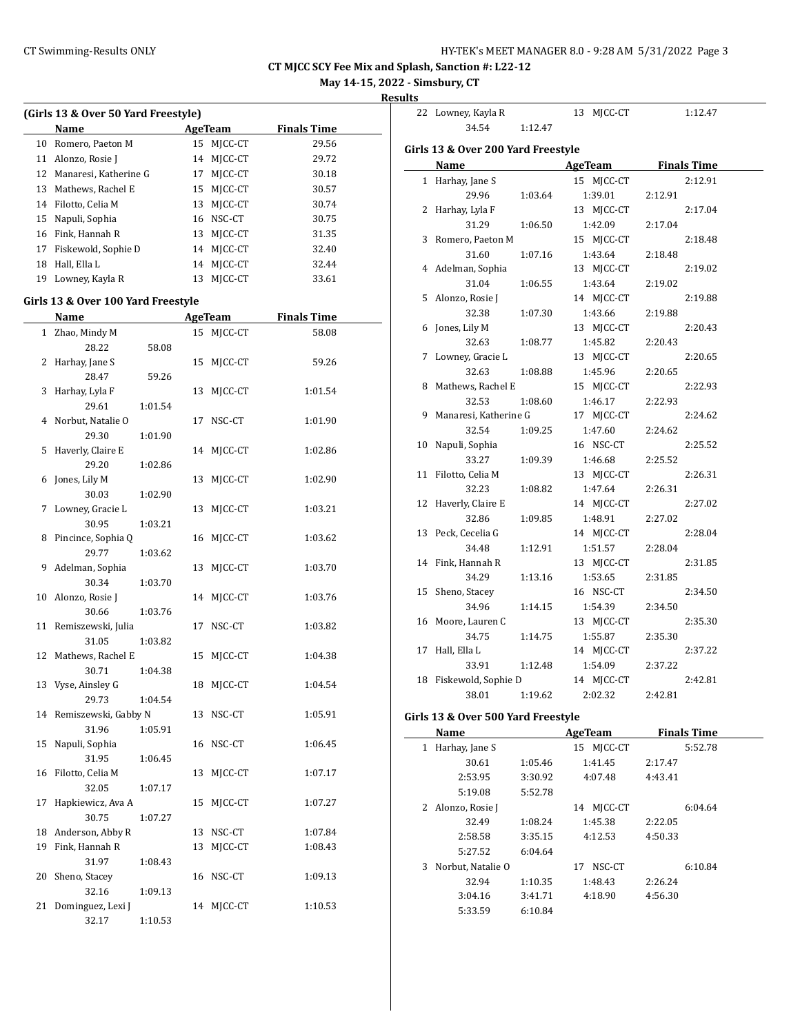**CT MJCC SCY Fee Mix and Splash, Sanction #: L22-12**

**May 14-15, 2022 - Simsbury, CT**

**Results**

### (Girls 13 & Over 50 Yard Freestyle)

| | Name | Age | Team | Finals Time |
|---|---|---|---|---|
| 10 | Romero, Paeton M | 15 | MJCC-CT | 29.56 |
| 11 | Alonzo, Rosie J | 14 | MJCC-CT | 29.72 |
| 12 | Manaresi, Katherine G | 17 | MJCC-CT | 30.18 |
| 13 | Mathews, Rachel E | 15 | MJCC-CT | 30.57 |
| 14 | Filotto, Celia M | 13 | MJCC-CT | 30.74 |
| 15 | Napuli, Sophia | 16 | NSC-CT | 30.75 |
| 16 | Fink, Hannah R | 13 | MJCC-CT | 31.35 |
| 17 | Fiskewold, Sophie D | 14 | MJCC-CT | 32.40 |
| 18 | Hall, Ella L | 14 | MJCC-CT | 32.44 |
| 19 | Lowney, Kayla R | 13 | MJCC-CT | 33.61 |

### Girls 13 & Over 100 Yard Freestyle

| | Name | Age | Team | Finals Time |
|---|---|---|---|---|
| 1 | Zhao, Mindy M | 15 | MJCC-CT | 58.08 |
| | 28.22 | 58.08 | | |
| 2 | Harhay, Jane S | 15 | MJCC-CT | 59.26 |
| | 28.47 | 59.26 | | |
| 3 | Harhay, Lyla F | 13 | MJCC-CT | 1:01.54 |
| | 29.61 | 1:01.54 | | |
| 4 | Norbut, Natalie O | 17 | NSC-CT | 1:01.90 |
| | 29.30 | 1:01.90 | | |
| 5 | Haverly, Claire E | 14 | MJCC-CT | 1:02.86 |
| | 29.20 | 1:02.86 | | |
| 6 | Jones, Lily M | 13 | MJCC-CT | 1:02.90 |
| | 30.03 | 1:02.90 | | |
| 7 | Lowney, Gracie L | 13 | MJCC-CT | 1:03.21 |
| | 30.95 | 1:03.21 | | |
| 8 | Pincince, Sophia Q | 16 | MJCC-CT | 1:03.62 |
| | 29.77 | 1:03.62 | | |
| 9 | Adelman, Sophia | 13 | MJCC-CT | 1:03.70 |
| | 30.34 | 1:03.70 | | |
| 10 | Alonzo, Rosie J | 14 | MJCC-CT | 1:03.76 |
| | 30.66 | 1:03.76 | | |
| 11 | Remiszewski, Julia | 17 | NSC-CT | 1:03.82 |
| | 31.05 | 1:03.82 | | |
| 12 | Mathews, Rachel E | 15 | MJCC-CT | 1:04.38 |
| | 30.71 | 1:04.38 | | |
| 13 | Vyse, Ainsley G | 18 | MJCC-CT | 1:04.54 |
| | 29.73 | 1:04.54 | | |
| 14 | Remiszewski, Gabby N | 13 | NSC-CT | 1:05.91 |
| | 31.96 | 1:05.91 | | |
| 15 | Napuli, Sophia | 16 | NSC-CT | 1:06.45 |
| | 31.95 | 1:06.45 | | |
| 16 | Filotto, Celia M | 13 | MJCC-CT | 1:07.17 |
| | 32.05 | 1:07.17 | | |
| 17 | Hapkiewicz, Ava A | 15 | MJCC-CT | 1:07.27 |
| | 30.75 | 1:07.27 | | |
| 18 | Anderson, Abby R | 13 | NSC-CT | 1:07.84 |
| 19 | Fink, Hannah R | 13 | MJCC-CT | 1:08.43 |
| | 31.97 | 1:08.43 | | |
| 20 | Sheno, Stacey | 16 | NSC-CT | 1:09.13 |
| | 32.16 | 1:09.13 | | |
| 21 | Dominguez, Lexi J | 14 | MJCC-CT | 1:10.53 |
| | 32.17 | 1:10.53 | | |
| 22 | Lowney, Kayla R | 13 | MJCC-CT | 1:12.47 |
| | 34.54 | 1:12.47 | | |

### Girls 13 & Over 200 Yard Freestyle

| | Name | | Age | Team | Finals Time |
|---|---|---|---|---|---|
| 1 | Harhay, Jane S | | 15 | MJCC-CT | 2:12.91 |
| | 29.96 | 1:03.64 | 1:39.01 | 2:12.91 | |
| 2 | Harhay, Lyla F | | 13 | MJCC-CT | 2:17.04 |
| | 31.29 | 1:06.50 | 1:42.09 | 2:17.04 | |
| 3 | Romero, Paeton M | | 15 | MJCC-CT | 2:18.48 |
| | 31.60 | 1:07.16 | 1:43.64 | 2:18.48 | |
| 4 | Adelman, Sophia | | 13 | MJCC-CT | 2:19.02 |
| | 31.04 | 1:06.55 | 1:43.64 | 2:19.02 | |
| 5 | Alonzo, Rosie J | | 14 | MJCC-CT | 2:19.88 |
| | 32.38 | 1:07.30 | 1:43.66 | 2:19.88 | |
| 6 | Jones, Lily M | | 13 | MJCC-CT | 2:20.43 |
| | 32.63 | 1:08.77 | 1:45.82 | 2:20.43 | |
| 7 | Lowney, Gracie L | | 13 | MJCC-CT | 2:20.65 |
| | 32.63 | 1:08.88 | 1:45.96 | 2:20.65 | |
| 8 | Mathews, Rachel E | | 15 | MJCC-CT | 2:22.93 |
| | 32.53 | 1:08.60 | 1:46.17 | 2:22.93 | |
| 9 | Manaresi, Katherine G | | 17 | MJCC-CT | 2:24.62 |
| | 32.54 | 1:09.25 | 1:47.60 | 2:24.62 | |
| 10 | Napuli, Sophia | | 16 | NSC-CT | 2:25.52 |
| | 33.27 | 1:09.39 | 1:46.68 | 2:25.52 | |
| 11 | Filotto, Celia M | | 13 | MJCC-CT | 2:26.31 |
| | 32.23 | 1:08.82 | 1:47.64 | 2:26.31 | |
| 12 | Haverly, Claire E | | 14 | MJCC-CT | 2:27.02 |
| | 32.86 | 1:09.85 | 1:48.91 | 2:27.02 | |
| 13 | Peck, Cecelia G | | 14 | MJCC-CT | 2:28.04 |
| | 34.48 | 1:12.91 | 1:51.57 | 2:28.04 | |
| 14 | Fink, Hannah R | | 13 | MJCC-CT | 2:31.85 |
| | 34.29 | 1:13.16 | 1:53.65 | 2:31.85 | |
| 15 | Sheno, Stacey | | 16 | NSC-CT | 2:34.50 |
| | 34.96 | 1:14.15 | 1:54.39 | 2:34.50 | |
| 16 | Moore, Lauren C | | 13 | MJCC-CT | 2:35.30 |
| | 34.75 | 1:14.75 | 1:55.87 | 2:35.30 | |
| 17 | Hall, Ella L | | 14 | MJCC-CT | 2:37.22 |
| | 33.91 | 1:12.48 | 1:54.09 | 2:37.22 | |
| 18 | Fiskewold, Sophie D | | 14 | MJCC-CT | 2:42.81 |
| | 38.01 | 1:19.62 | 2:02.32 | 2:42.81 | |

### Girls 13 & Over 500 Yard Freestyle

| | Name | | Age | Team | Finals Time |
|---|---|---|---|---|---|
| 1 | Harhay, Jane S | | 15 | MJCC-CT | 5:52.78 |
| | 30.61 | 1:05.46 | 1:41.45 | 2:17.47 | |
| | 2:53.95 | 3:30.92 | 4:07.48 | 4:43.41 | |
| | 5:19.08 | 5:52.78 | | | |
| 2 | Alonzo, Rosie J | | 14 | MJCC-CT | 6:04.64 |
| | 32.49 | 1:08.24 | 1:45.38 | 2:22.05 | |
| | 2:58.58 | 3:35.15 | 4:12.53 | 4:50.33 | |
| | 5:27.52 | 6:04.64 | | | |
| 3 | Norbut, Natalie O | | 17 | NSC-CT | 6:10.84 |
| | 32.94 | 1:10.35 | 1:48.43 | 2:26.24 | |
| | 3:04.16 | 3:41.71 | 4:18.90 | 4:56.30 | |
| | 5:33.59 | 6:10.84 | | | |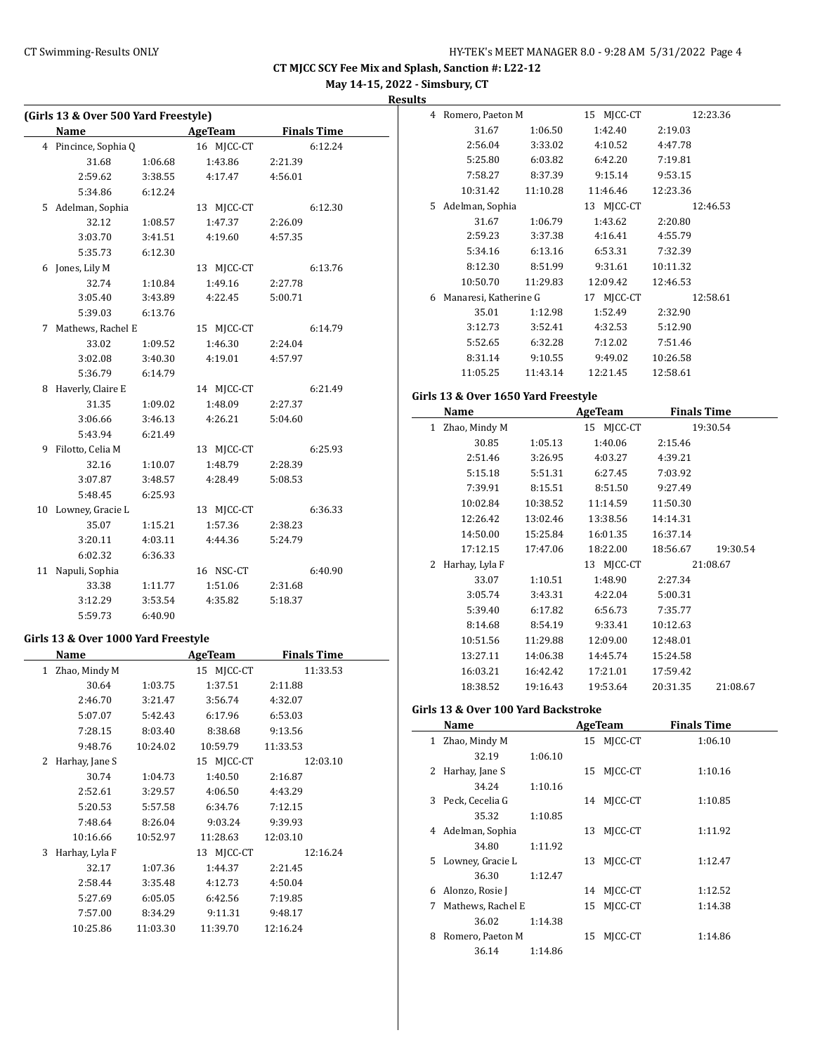**CT MJCC SCY Fee Mix and Splash, Sanction #: L22-12**

**May 14-15, 2022 - Simsbury, CT**

**Results**

### (Girls 13 & Over 500 Yard Freestyle)

| | Name | AgeTeam | Finals Time |
|---|---|---|---|
| 4 | Pincince, Sophia Q | 16 MJCC-CT | 6:12.24 |
| | 31.68 1:06.68 1:43.86 2:21.39 2:59.62 3:38.55 4:17.47 4:56.01 5:34.86 6:12.24 | | |
| 5 | Adelman, Sophia | 13 MJCC-CT | 6:12.30 |
| | 32.12 1:08.57 1:47.37 2:26.09 3:03.70 3:41.51 4:19.60 4:57.35 5:35.73 6:12.30 | | |
| 6 | Jones, Lily M | 13 MJCC-CT | 6:13.76 |
| | 32.74 1:10.84 1:49.16 2:27.78 3:05.40 3:43.89 4:22.45 5:00.71 5:39.03 6:13.76 | | |
| 7 | Mathews, Rachel E | 15 MJCC-CT | 6:14.79 |
| | 33.02 1:09.52 1:46.30 2:24.04 3:02.08 3:40.30 4:19.01 4:57.97 5:36.79 6:14.79 | | |
| 8 | Haverly, Claire E | 14 MJCC-CT | 6:21.49 |
| | 31.35 1:09.02 1:48.09 2:27.37 3:06.66 3:46.13 4:26.21 5:04.60 5:43.94 6:21.49 | | |
| 9 | Filotto, Celia M | 13 MJCC-CT | 6:25.93 |
| | 32.16 1:10.07 1:48.79 2:28.39 3:07.87 3:48.57 4:28.49 5:08.53 5:48.45 6:25.93 | | |
| 10 | Lowney, Gracie L | 13 MJCC-CT | 6:36.33 |
| | 35.07 1:15.21 1:57.36 2:38.23 3:20.11 4:03.11 4:44.36 5:24.79 6:02.32 6:36.33 | | |
| 11 | Napuli, Sophia | 16 NSC-CT | 6:40.90 |
| | 33.38 1:11.77 1:51.06 2:31.68 3:12.29 3:53.54 4:35.82 5:18.37 5:59.73 6:40.90 | | |

### Girls 13 & Over 1000 Yard Freestyle

| | Name | AgeTeam | Finals Time |
|---|---|---|---|
| 1 | Zhao, Mindy M | 15 MJCC-CT | 11:33.53 |
| | 30.64 1:03.75 1:37.51 2:11.88 2:46.70 3:21.47 3:56.74 4:32.07 5:07.07 5:42.43 6:17.96 6:53.03 7:28.15 8:03.40 8:38.68 9:13.56 9:48.76 10:24.02 10:59.79 11:33.53 | | |
| 2 | Harhay, Jane S | 15 MJCC-CT | 12:03.10 |
| | 30.74 1:04.73 1:40.50 2:16.87 2:52.61 3:29.57 4:06.50 4:43.29 5:20.53 5:57.58 6:34.76 7:12.15 7:48.64 8:26.04 9:03.24 9:39.93 10:16.66 10:52.97 11:28.63 12:03.10 | | |
| 3 | Harhay, Lyla F | 13 MJCC-CT | 12:16.24 |
| | 32.17 1:07.36 1:44.37 2:21.45 2:58.44 3:35.48 4:12.73 4:50.04 5:27.69 6:05.05 6:42.56 7:19.85 7:57.00 8:34.29 9:11.31 9:48.17 10:25.86 11:03.30 11:39.70 12:16.24 | | |
| 4 | Romero, Paeton M | 15 MJCC-CT | 12:23.36 |
| | 31.67 1:06.50 1:42.40 2:19.03 2:56.04 3:33.02 4:10.52 4:47.78 5:25.80 6:03.82 6:42.20 7:19.81 7:58.27 8:37.39 9:15.14 9:53.15 10:31.42 11:10.28 11:46.46 12:23.36 | | |
| 5 | Adelman, Sophia | 13 MJCC-CT | 12:46.53 |
| | 31.67 1:06.79 1:43.62 2:20.80 2:59.23 3:37.38 4:16.41 4:55.79 5:34.16 6:13.16 6:53.31 7:32.39 8:12.30 8:51.99 9:31.61 10:11.32 10:50.70 11:29.83 12:09.42 12:46.53 | | |
| 6 | Manaresi, Katherine G | 17 MJCC-CT | 12:58.61 |
| | 35.01 1:12.98 1:52.49 2:32.90 3:12.73 3:52.41 4:32.53 5:12.90 5:52.65 6:32.28 7:12.02 7:51.46 8:31.14 9:10.55 9:49.02 10:26.58 11:05.25 11:43.14 12:21.45 12:58.61 | | |

### Girls 13 & Over 1650 Yard Freestyle

| | Name | AgeTeam | Finals Time |
|---|---|---|---|
| 1 | Zhao, Mindy M | 15 MJCC-CT | 19:30.54 |
| | 30.85 1:05.13 1:40.06 2:15.46 2:51.46 3:26.95 4:03.27 4:39.21 5:15.18 5:51.31 6:27.45 7:03.92 7:39.91 8:15.51 8:51.50 9:27.49 10:02.84 10:38.52 11:14.59 11:50.30 12:26.42 13:02.46 13:38.56 14:14.31 14:50.00 15:25.84 16:01.35 16:37.14 17:12.15 17:47.06 18:22.00 18:56.67 19:30.54 | | |
| 2 | Harhay, Lyla F | 13 MJCC-CT | 21:08.67 |
| | 33.07 1:10.51 1:48.90 2:27.34 3:05.74 3:43.31 4:22.04 5:00.31 5:39.40 6:17.82 6:56.73 7:35.77 8:14.68 8:54.19 9:33.41 10:12.63 10:51.56 11:29.88 12:09.00 12:48.01 13:27.11 14:06.38 14:45.74 15:24.58 16:03.21 16:42.42 17:21.01 17:59.42 18:38.52 19:16.43 19:53.64 20:31.35 21:08.67 | | |

### Girls 13 & Over 100 Yard Backstroke

| | Name | AgeTeam | Finals Time |
|---|---|---|---|
| 1 | Zhao, Mindy M | 15 MJCC-CT | 1:06.10 |
| | 32.19 1:06.10 | | |
| 2 | Harhay, Jane S | 15 MJCC-CT | 1:10.16 |
| | 34.24 1:10.16 | | |
| 3 | Peck, Cecelia G | 14 MJCC-CT | 1:10.85 |
| | 35.32 1:10.85 | | |
| 4 | Adelman, Sophia | 13 MJCC-CT | 1:11.92 |
| | 34.80 1:11.92 | | |
| 5 | Lowney, Gracie L | 13 MJCC-CT | 1:12.47 |
| | 36.30 1:12.47 | | |
| 6 | Alonzo, Rosie J | 14 MJCC-CT | 1:12.52 |
| 7 | Mathews, Rachel E | 15 MJCC-CT | 1:14.38 |
| | 36.02 1:14.38 | | |
| 8 | Romero, Paeton M | 15 MJCC-CT | 1:14.86 |
| | 36.14 1:14.86 | | |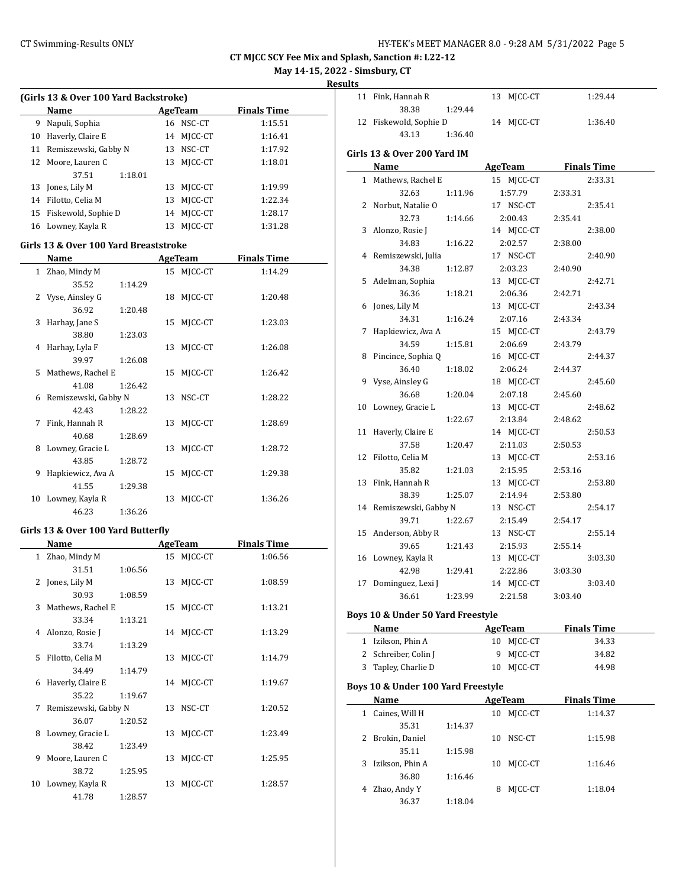**CT MJCC SCY Fee Mix and Splash, Sanction #: L22-12**

**May 14-15, 2022 - Simsbury, CT**

**Results**

### (Girls 13 & Over 100 Yard Backstroke)

| | Name | Age | Team | Finals Time |
|---|---|---|---|---|
| 9 | Napuli, Sophia | 16 | NSC-CT | 1:15.51 |
| 10 | Haverly, Claire E | 14 | MJCC-CT | 1:16.41 |
| 11 | Remiszewski, Gabby N | 13 | NSC-CT | 1:17.92 |
| 12 | Moore, Lauren C | 13 | MJCC-CT | 1:18.01 |
| | 37.51 1:18.01 | | | |
| 13 | Jones, Lily M | 13 | MJCC-CT | 1:19.99 |
| 14 | Filotto, Celia M | 13 | MJCC-CT | 1:22.34 |
| 15 | Fiskewold, Sophie D | 14 | MJCC-CT | 1:28.17 |
| 16 | Lowney, Kayla R | 13 | MJCC-CT | 1:31.28 |

### Girls 13 & Over 100 Yard Breaststroke

| | Name | Age | Team | Finals Time |
|---|---|---|---|---|
| 1 | Zhao, Mindy M | 15 | MJCC-CT | 1:14.29 |
| | 35.52 1:14.29 | | | |
| 2 | Vyse, Ainsley G | 18 | MJCC-CT | 1:20.48 |
| | 36.92 1:20.48 | | | |
| 3 | Harhay, Jane S | 15 | MJCC-CT | 1:23.03 |
| | 38.80 1:23.03 | | | |
| 4 | Harhay, Lyla F | 13 | MJCC-CT | 1:26.08 |
| | 39.97 1:26.08 | | | |
| 5 | Mathews, Rachel E | 15 | MJCC-CT | 1:26.42 |
| | 41.08 1:26.42 | | | |
| 6 | Remiszewski, Gabby N | 13 | NSC-CT | 1:28.22 |
| | 42.43 1:28.22 | | | |
| 7 | Fink, Hannah R | 13 | MJCC-CT | 1:28.69 |
| | 40.68 1:28.69 | | | |
| 8 | Lowney, Gracie L | 13 | MJCC-CT | 1:28.72 |
| | 43.85 1:28.72 | | | |
| 9 | Hapkiewicz, Ava A | 15 | MJCC-CT | 1:29.38 |
| | 41.55 1:29.38 | | | |
| 10 | Lowney, Kayla R | 13 | MJCC-CT | 1:36.26 |
| | 46.23 1:36.26 | | | |

### Girls 13 & Over 100 Yard Butterfly

| | Name | Age | Team | Finals Time |
|---|---|---|---|---|
| 1 | Zhao, Mindy M | 15 | MJCC-CT | 1:06.56 |
| | 31.51 1:06.56 | | | |
| 2 | Jones, Lily M | 13 | MJCC-CT | 1:08.59 |
| | 30.93 1:08.59 | | | |
| 3 | Mathews, Rachel E | 15 | MJCC-CT | 1:13.21 |
| | 33.34 1:13.21 | | | |
| 4 | Alonzo, Rosie J | 14 | MJCC-CT | 1:13.29 |
| | 33.74 1:13.29 | | | |
| 5 | Filotto, Celia M | 13 | MJCC-CT | 1:14.79 |
| | 34.49 1:14.79 | | | |
| 6 | Haverly, Claire E | 14 | MJCC-CT | 1:19.67 |
| | 35.22 1:19.67 | | | |
| 7 | Remiszewski, Gabby N | 13 | NSC-CT | 1:20.52 |
| | 36.07 1:20.52 | | | |
| 8 | Lowney, Gracie L | 13 | MJCC-CT | 1:23.49 |
| | 38.42 1:23.49 | | | |
| 9 | Moore, Lauren C | 13 | MJCC-CT | 1:25.95 |
| | 38.72 1:25.95 | | | |
| 10 | Lowney, Kayla R | 13 | MJCC-CT | 1:28.57 |
| | 41.78 1:28.57 | | | |
| 11 | Fink, Hannah R | 13 | MJCC-CT | 1:29.44 |
| | 38.38 1:29.44 | | | |
| 12 | Fiskewold, Sophie D | 14 | MJCC-CT | 1:36.40 |
| | 43.13 1:36.40 | | | |

### Girls 13 & Over 200 Yard IM

| | Name | Age | Team | Finals Time |
|---|---|---|---|---|
| 1 | Mathews, Rachel E | 15 | MJCC-CT | 2:33.31 |
| | 32.63 1:11.96 1:57.79 2:33.31 | | | |
| 2 | Norbut, Natalie O | 17 | NSC-CT | 2:35.41 |
| | 32.73 1:14.66 2:00.43 2:35.41 | | | |
| 3 | Alonzo, Rosie J | 14 | MJCC-CT | 2:38.00 |
| | 34.83 1:16.22 2:02.57 2:38.00 | | | |
| 4 | Remiszewski, Julia | 17 | NSC-CT | 2:40.90 |
| | 34.38 1:12.87 2:03.23 2:40.90 | | | |
| 5 | Adelman, Sophia | 13 | MJCC-CT | 2:42.71 |
| | 36.36 1:18.21 2:06.36 2:42.71 | | | |
| 6 | Jones, Lily M | 13 | MJCC-CT | 2:43.34 |
| | 34.31 1:16.24 2:07.16 2:43.34 | | | |
| 7 | Hapkiewicz, Ava A | 15 | MJCC-CT | 2:43.79 |
| | 34.59 1:15.81 2:06.69 2:43.79 | | | |
| 8 | Pincince, Sophia Q | 16 | MJCC-CT | 2:44.37 |
| | 36.40 1:18.02 2:06.24 2:44.37 | | | |
| 9 | Vyse, Ainsley G | 18 | MJCC-CT | 2:45.60 |
| | 36.68 1:20.04 2:07.18 2:45.60 | | | |
| 10 | Lowney, Gracie L | 13 | MJCC-CT | 2:48.62 |
| | 1:22.67 2:13.84 2:48.62 | | | |
| 11 | Haverly, Claire E | 14 | MJCC-CT | 2:50.53 |
| | 37.58 1:20.47 2:11.03 2:50.53 | | | |
| 12 | Filotto, Celia M | 13 | MJCC-CT | 2:53.16 |
| | 35.82 1:21.03 2:15.95 2:53.16 | | | |
| 13 | Fink, Hannah R | 13 | MJCC-CT | 2:53.80 |
| | 38.39 1:25.07 2:14.94 2:53.80 | | | |
| 14 | Remiszewski, Gabby N | 13 | NSC-CT | 2:54.17 |
| | 39.71 1:22.67 2:15.49 2:54.17 | | | |
| 15 | Anderson, Abby R | 13 | NSC-CT | 2:55.14 |
| | 39.65 1:21.43 2:15.93 2:55.14 | | | |
| 16 | Lowney, Kayla R | 13 | MJCC-CT | 3:03.30 |
| | 42.98 1:29.41 2:22.86 3:03.30 | | | |
| 17 | Dominguez, Lexi J | 14 | MJCC-CT | 3:03.40 |
| | 36.61 1:23.99 2:21.58 3:03.40 | | | |

### Boys 10 & Under 50 Yard Freestyle

| | Name | Age | Team | Finals Time |
|---|---|---|---|---|
| 1 | Izikson, Phin A | 10 | MJCC-CT | 34.33 |
| 2 | Schreiber, Colin J | 9 | MJCC-CT | 34.82 |
| 3 | Tapley, Charlie D | 10 | MJCC-CT | 44.98 |

### Boys 10 & Under 100 Yard Freestyle

| | Name | Age | Team | Finals Time |
|---|---|---|---|---|
| 1 | Caines, Will H | 10 | MJCC-CT | 1:14.37 |
| | 35.31 1:14.37 | | | |
| 2 | Brokin, Daniel | 10 | NSC-CT | 1:15.98 |
| | 35.11 1:15.98 | | | |
| 3 | Izikson, Phin A | 10 | MJCC-CT | 1:16.46 |
| | 36.80 1:16.46 | | | |
| 4 | Zhao, Andy Y | 8 | MJCC-CT | 1:18.04 |
| | 36.37 1:18.04 | | | |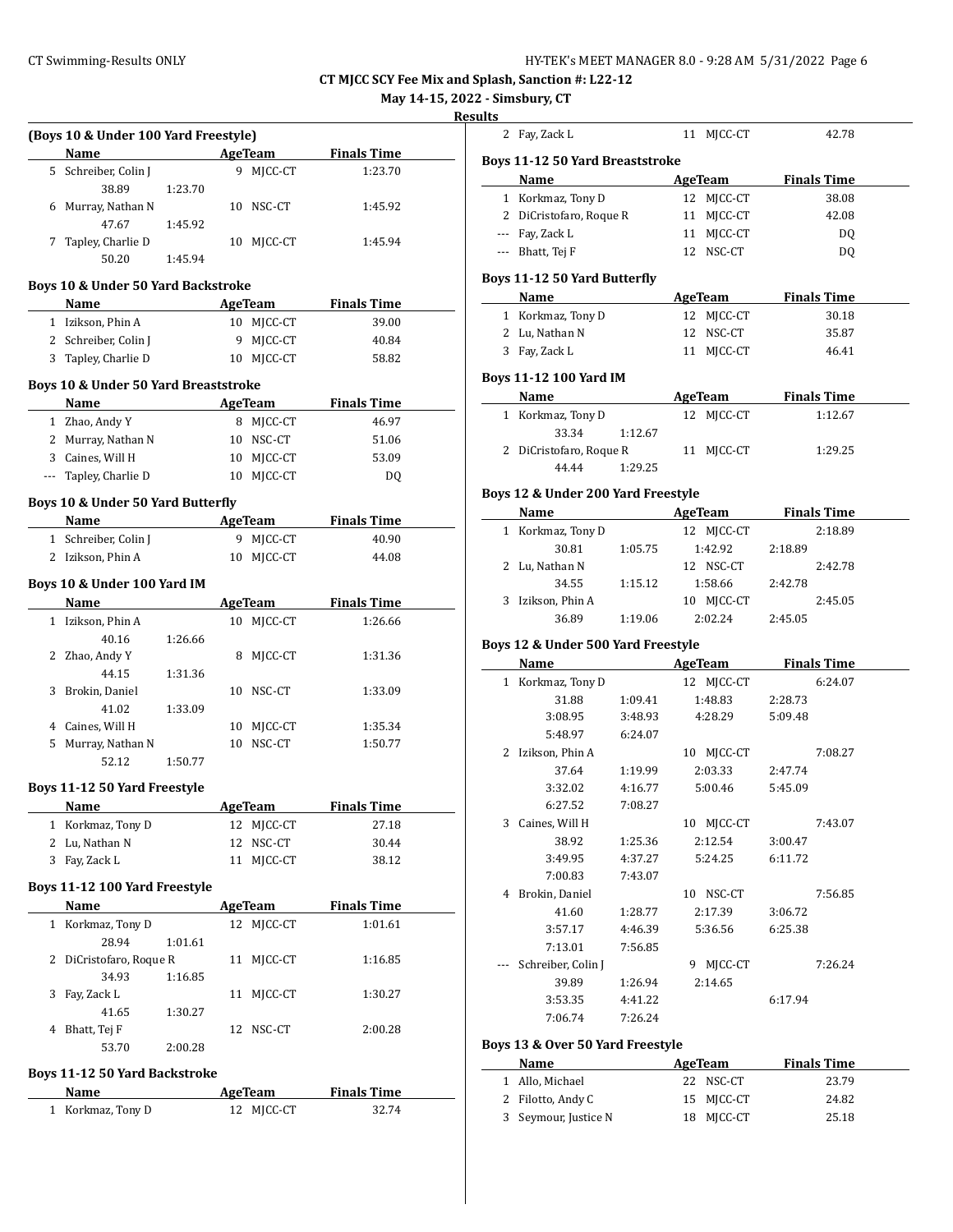# CT MJCC SCY Fee Mix and Splash, Sanction #: L22-12

**May 14-15, 2022 - Simsbury, CT**

**Results**

### (Boys 10 & Under 100 Yard Freestyle)

| | Name | Age | Team | Finals Time |
|---|---|---|---|---|
| 5 | Schreiber, Colin J | 9 | MJCC-CT | 1:23.70 |
| | 38.89 1:23.70 | | | |
| 6 | Murray, Nathan N | 10 | NSC-CT | 1:45.92 |
| | 47.67 1:45.92 | | | |
| 7 | Tapley, Charlie D | 10 | MJCC-CT | 1:45.94 |
| | 50.20 1:45.94 | | | |

### Boys 10 & Under 50 Yard Backstroke

| | Name | Age | Team | Finals Time |
|---|---|---|---|---|
| 1 | Izikson, Phin A | 10 | MJCC-CT | 39.00 |
| 2 | Schreiber, Colin J | 9 | MJCC-CT | 40.84 |
| 3 | Tapley, Charlie D | 10 | MJCC-CT | 58.82 |

### Boys 10 & Under 50 Yard Breaststroke

| | Name | Age | Team | Finals Time |
|---|---|---|---|---|
| 1 | Zhao, Andy Y | 8 | MJCC-CT | 46.97 |
| 2 | Murray, Nathan N | 10 | NSC-CT | 51.06 |
| 3 | Caines, Will H | 10 | MJCC-CT | 53.09 |
| --- | Tapley, Charlie D | 10 | MJCC-CT | DQ |

### Boys 10 & Under 50 Yard Butterfly

| | Name | Age | Team | Finals Time |
|---|---|---|---|---|
| 1 | Schreiber, Colin J | 9 | MJCC-CT | 40.90 |
| 2 | Izikson, Phin A | 10 | MJCC-CT | 44.08 |

### Boys 10 & Under 100 Yard IM

| | Name | Age | Team | Finals Time |
|---|---|---|---|---|
| 1 | Izikson, Phin A | 10 | MJCC-CT | 1:26.66 |
| | 40.16 1:26.66 | | | |
| 2 | Zhao, Andy Y | 8 | MJCC-CT | 1:31.36 |
| | 44.15 1:31.36 | | | |
| 3 | Brokin, Daniel | 10 | NSC-CT | 1:33.09 |
| | 41.02 1:33.09 | | | |
| 4 | Caines, Will H | 10 | MJCC-CT | 1:35.34 |
| 5 | Murray, Nathan N | 10 | NSC-CT | 1:50.77 |
| | 52.12 1:50.77 | | | |

### Boys 11-12 50 Yard Freestyle

| | Name | Age | Team | Finals Time |
|---|---|---|---|---|
| 1 | Korkmaz, Tony D | 12 | MJCC-CT | 27.18 |
| 2 | Lu, Nathan N | 12 | NSC-CT | 30.44 |
| 3 | Fay, Zack L | 11 | MJCC-CT | 38.12 |

### Boys 11-12 100 Yard Freestyle

| | Name | Age | Team | Finals Time |
|---|---|---|---|---|
| 1 | Korkmaz, Tony D | 12 | MJCC-CT | 1:01.61 |
| | 28.94 1:01.61 | | | |
| 2 | DiCristofaro, Roque R | 11 | MJCC-CT | 1:16.85 |
| | 34.93 1:16.85 | | | |
| 3 | Fay, Zack L | 11 | MJCC-CT | 1:30.27 |
| | 41.65 1:30.27 | | | |
| 4 | Bhatt, Tej F | 12 | NSC-CT | 2:00.28 |
| | 53.70 2:00.28 | | | |

### Boys 11-12 50 Yard Backstroke

| | Name | Age | Team | Finals Time |
|---|---|---|---|---|
| 1 | Korkmaz, Tony D | 12 | MJCC-CT | 32.74 |
| 2 | Fay, Zack L | 11 | MJCC-CT | 42.78 |

### Boys 11-12 50 Yard Breaststroke

| | Name | Age | Team | Finals Time |
|---|---|---|---|---|
| 1 | Korkmaz, Tony D | 12 | MJCC-CT | 38.08 |
| 2 | DiCristofaro, Roque R | 11 | MJCC-CT | 42.08 |
| --- | Fay, Zack L | 11 | MJCC-CT | DQ |
| --- | Bhatt, Tej F | 12 | NSC-CT | DQ |

### Boys 11-12 50 Yard Butterfly

| | Name | Age | Team | Finals Time |
|---|---|---|---|---|
| 1 | Korkmaz, Tony D | 12 | MJCC-CT | 30.18 |
| 2 | Lu, Nathan N | 12 | NSC-CT | 35.87 |
| 3 | Fay, Zack L | 11 | MJCC-CT | 46.41 |

### Boys 11-12 100 Yard IM

| | Name | Age | Team | Finals Time |
|---|---|---|---|---|
| 1 | Korkmaz, Tony D | 12 | MJCC-CT | 1:12.67 |
| | 33.34 1:12.67 | | | |
| 2 | DiCristofaro, Roque R | 11 | MJCC-CT | 1:29.25 |
| | 44.44 1:29.25 | | | |

### Boys 12 & Under 200 Yard Freestyle

| | Name | Age | Team | Finals Time |
|---|---|---|---|---|
| 1 | Korkmaz, Tony D | 12 | MJCC-CT | 2:18.89 |
| | 30.81 1:05.75 1:42.92 2:18.89 | | | |
| 2 | Lu, Nathan N | 12 | NSC-CT | 2:42.78 |
| | 34.55 1:15.12 1:58.66 2:42.78 | | | |
| 3 | Izikson, Phin A | 10 | MJCC-CT | 2:45.05 |
| | 36.89 1:19.06 2:02.24 2:45.05 | | | |

### Boys 12 & Under 500 Yard Freestyle

| | Name | Age | Team | Finals Time |
|---|---|---|---|---|
| 1 | Korkmaz, Tony D | 12 | MJCC-CT | 6:24.07 |
| | 31.88 1:09.41 1:48.83 2:28.73 | | | |
| | 3:08.95 3:48.93 4:28.29 5:09.48 | | | |
| | 5:48.97 6:24.07 | | | |
| 2 | Izikson, Phin A | 10 | MJCC-CT | 7:08.27 |
| | 37.64 1:19.99 2:03.33 2:47.74 | | | |
| | 3:32.02 4:16.77 5:00.46 5:45.09 | | | |
| | 6:27.52 7:08.27 | | | |
| 3 | Caines, Will H | 10 | MJCC-CT | 7:43.07 |
| | 38.92 1:25.36 2:12.54 3:00.47 | | | |
| | 3:49.95 4:37.27 5:24.25 6:11.72 | | | |
| | 7:00.83 7:43.07 | | | |
| 4 | Brokin, Daniel | 10 | NSC-CT | 7:56.85 |
| | 41.60 1:28.77 2:17.39 3:06.72 | | | |
| | 3:57.17 4:46.39 5:36.56 6:25.38 | | | |
| | 7:13.01 7:56.85 | | | |
| --- | Schreiber, Colin J | 9 | MJCC-CT | 7:26.24 |
| | 39.89 1:26.94 2:14.65 | | | |
| | 3:53.35 4:41.22 6:17.94 | | | |
| | 7:06.74 7:26.24 | | | |

### Boys 13 & Over 50 Yard Freestyle

| | Name | Age | Team | Finals Time |
|---|---|---|---|---|
| 1 | Allo, Michael | 22 | NSC-CT | 23.79 |
| 2 | Filotto, Andy C | 15 | MJCC-CT | 24.82 |
| 3 | Seymour, Justice N | 18 | MJCC-CT | 25.18 |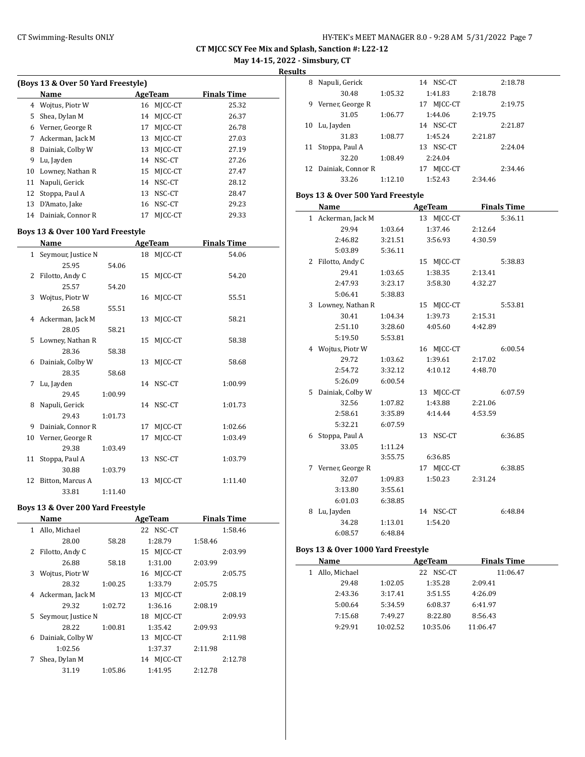CT MJCC SCY Fee Mix and Splash, Sanction #: L22-12

May 14-15, 2022 - Simsbury, CT

Results

### (Boys 13 & Over 50 Yard Freestyle)

| | Name | Age | Team | Finals Time |
|---|---|---|---|---|
| 4 | Wojtus, Piotr W | 16 | MJCC-CT | 25.32 |
| 5 | Shea, Dylan M | 14 | MJCC-CT | 26.37 |
| 6 | Verner, George R | 17 | MJCC-CT | 26.78 |
| 7 | Ackerman, Jack M | 13 | MJCC-CT | 27.03 |
| 8 | Dainiak, Colby W | 13 | MJCC-CT | 27.19 |
| 9 | Lu, Jayden | 14 | NSC-CT | 27.26 |
| 10 | Lowney, Nathan R | 15 | MJCC-CT | 27.47 |
| 11 | Napuli, Gerick | 14 | NSC-CT | 28.12 |
| 12 | Stoppa, Paul A | 13 | NSC-CT | 28.47 |
| 13 | D'Amato, Jake | 16 | NSC-CT | 29.23 |
| 14 | Dainiak, Connor R | 17 | MJCC-CT | 29.33 |

### Boys 13 & Over 100 Yard Freestyle

| | Name | Age | Team | Finals Time |
|---|---|---|---|---|
| 1 | Seymour, Justice N | 18 | MJCC-CT | 54.06 |
| | 25.95 | 54.06 | | |
| 2 | Filotto, Andy C | 15 | MJCC-CT | 54.20 |
| | 25.57 | 54.20 | | |
| 3 | Wojtus, Piotr W | 16 | MJCC-CT | 55.51 |
| | 26.58 | 55.51 | | |
| 4 | Ackerman, Jack M | 13 | MJCC-CT | 58.21 |
| | 28.05 | 58.21 | | |
| 5 | Lowney, Nathan R | 15 | MJCC-CT | 58.38 |
| | 28.36 | 58.38 | | |
| 6 | Dainiak, Colby W | 13 | MJCC-CT | 58.68 |
| | 28.35 | 58.68 | | |
| 7 | Lu, Jayden | 14 | NSC-CT | 1:00.99 |
| | 29.45 | 1:00.99 | | |
| 8 | Napuli, Gerick | 14 | NSC-CT | 1:01.73 |
| | 29.43 | 1:01.73 | | |
| 9 | Dainiak, Connor R | 17 | MJCC-CT | 1:02.66 |
| 10 | Verner, George R | 17 | MJCC-CT | 1:03.49 |
| | 29.38 | 1:03.49 | | |
| 11 | Stoppa, Paul A | 13 | NSC-CT | 1:03.79 |
| | 30.88 | 1:03.79 | | |
| 12 | Bitton, Marcus A | 13 | MJCC-CT | 1:11.40 |
| | 33.81 | 1:11.40 | | |

### Boys 13 & Over 200 Yard Freestyle

| | Name | | Age | Team | | Finals Time |
|---|---|---|---|---|---|---|
| 1 | Allo, Michael | | 22 | NSC-CT | | 1:58.46 |
| | 28.00 | 58.28 | 1:28.79 | | 1:58.46 | |
| 2 | Filotto, Andy C | | 15 | MJCC-CT | | 2:03.99 |
| | 26.88 | 58.18 | 1:31.00 | | 2:03.99 | |
| 3 | Wojtus, Piotr W | | 16 | MJCC-CT | | 2:05.75 |
| | 28.32 | 1:00.25 | 1:33.79 | | 2:05.75 | |
| 4 | Ackerman, Jack M | | 13 | MJCC-CT | | 2:08.19 |
| | 29.32 | 1:02.72 | 1:36.16 | | 2:08.19 | |
| 5 | Seymour, Justice N | | 18 | MJCC-CT | | 2:09.93 |
| | 28.22 | 1:00.81 | 1:35.42 | | 2:09.93 | |
| 6 | Dainiak, Colby W | | 13 | MJCC-CT | | 2:11.98 |
| | 1:02.56 | | 1:37.37 | | 2:11.98 | |
| 7 | Shea, Dylan M | | 14 | MJCC-CT | | 2:12.78 |
| | 31.19 | 1:05.86 | 1:41.95 | | 2:12.78 | |
| 8 | Napuli, Gerick | | 14 | NSC-CT | | 2:18.78 |
| | 30.48 | 1:05.32 | 1:41.83 | | 2:18.78 | |
| 9 | Verner, George R | | 17 | MJCC-CT | | 2:19.75 |
| | 31.05 | 1:06.77 | 1:44.06 | | 2:19.75 | |
| 10 | Lu, Jayden | | 14 | NSC-CT | | 2:21.87 |
| | 31.83 | 1:08.77 | 1:45.24 | | 2:21.87 | |
| 11 | Stoppa, Paul A | | 13 | NSC-CT | | 2:24.04 |
| | 32.20 | 1:08.49 | 2:24.04 | | | |
| 12 | Dainiak, Connor R | | 17 | MJCC-CT | | 2:34.46 |
| | 33.26 | 1:12.10 | 1:52.43 | | 2:34.46 | |

### Boys 13 & Over 500 Yard Freestyle

| | Name | | Age | Team | | Finals Time |
|---|---|---|---|---|---|---|
| 1 | Ackerman, Jack M | | 13 | MJCC-CT | | 5:36.11 |
| | 29.94 | 1:03.64 | 1:37.46 | | 2:12.64 | |
| | 2:46.82 | 3:21.51 | 3:56.93 | | 4:30.59 | |
| | 5:03.89 | 5:36.11 | | | | |
| 2 | Filotto, Andy C | | 15 | MJCC-CT | | 5:38.83 |
| | 29.41 | 1:03.65 | 1:38.35 | | 2:13.41 | |
| | 2:47.93 | 3:23.17 | 3:58.30 | | 4:32.27 | |
| | 5:06.41 | 5:38.83 | | | | |
| 3 | Lowney, Nathan R | | 15 | MJCC-CT | | 5:53.81 |
| | 30.41 | 1:04.34 | 1:39.73 | | 2:15.31 | |
| | 2:51.10 | 3:28.60 | 4:05.60 | | 4:42.89 | |
| | 5:19.50 | 5:53.81 | | | | |
| 4 | Wojtus, Piotr W | | 16 | MJCC-CT | | 6:00.54 |
| | 29.72 | 1:03.62 | 1:39.61 | | 2:17.02 | |
| | 2:54.72 | 3:32.12 | 4:10.12 | | 4:48.70 | |
| | 5:26.09 | 6:00.54 | | | | |
| 5 | Dainiak, Colby W | | 13 | MJCC-CT | | 6:07.59 |
| | 32.56 | 1:07.82 | 1:43.88 | | 2:21.06 | |
| | 2:58.61 | 3:35.89 | 4:14.44 | | 4:53.59 | |
| | 5:32.21 | 6:07.59 | | | | |
| 6 | Stoppa, Paul A | | 13 | NSC-CT | | 6:36.85 |
| | 33.05 | 1:11.24 | | | | |
| | | 3:55.75 | 6:36.85 | | | |
| 7 | Verner, George R | | 17 | MJCC-CT | | 6:38.85 |
| | 32.07 | 1:09.83 | 1:50.23 | | 2:31.24 | |
| | 3:13.80 | 3:55.61 | | | | |
| | 6:01.03 | 6:38.85 | | | | |
| 8 | Lu, Jayden | | 14 | NSC-CT | | 6:48.84 |
| | 34.28 | 1:13.01 | 1:54.20 | | | |
| | 6:08.57 | 6:48.84 | | | | |

### Boys 13 & Over 1000 Yard Freestyle

| | Name | | Age | Team | | Finals Time |
|---|---|---|---|---|---|---|
| 1 | Allo, Michael | | 22 | NSC-CT | | 11:06.47 |
| | 29.48 | 1:02.05 | 1:35.28 | | 2:09.41 | |
| | 2:43.36 | 3:17.41 | 3:51.55 | | 4:26.09 | |
| | 5:00.64 | 5:34.59 | 6:08.37 | | 6:41.97 | |
| | 7:15.68 | 7:49.27 | 8:22.80 | | 8:56.43 | |
| | 9:29.91 | 10:02.52 | 10:35.06 | | 11:06.47 | |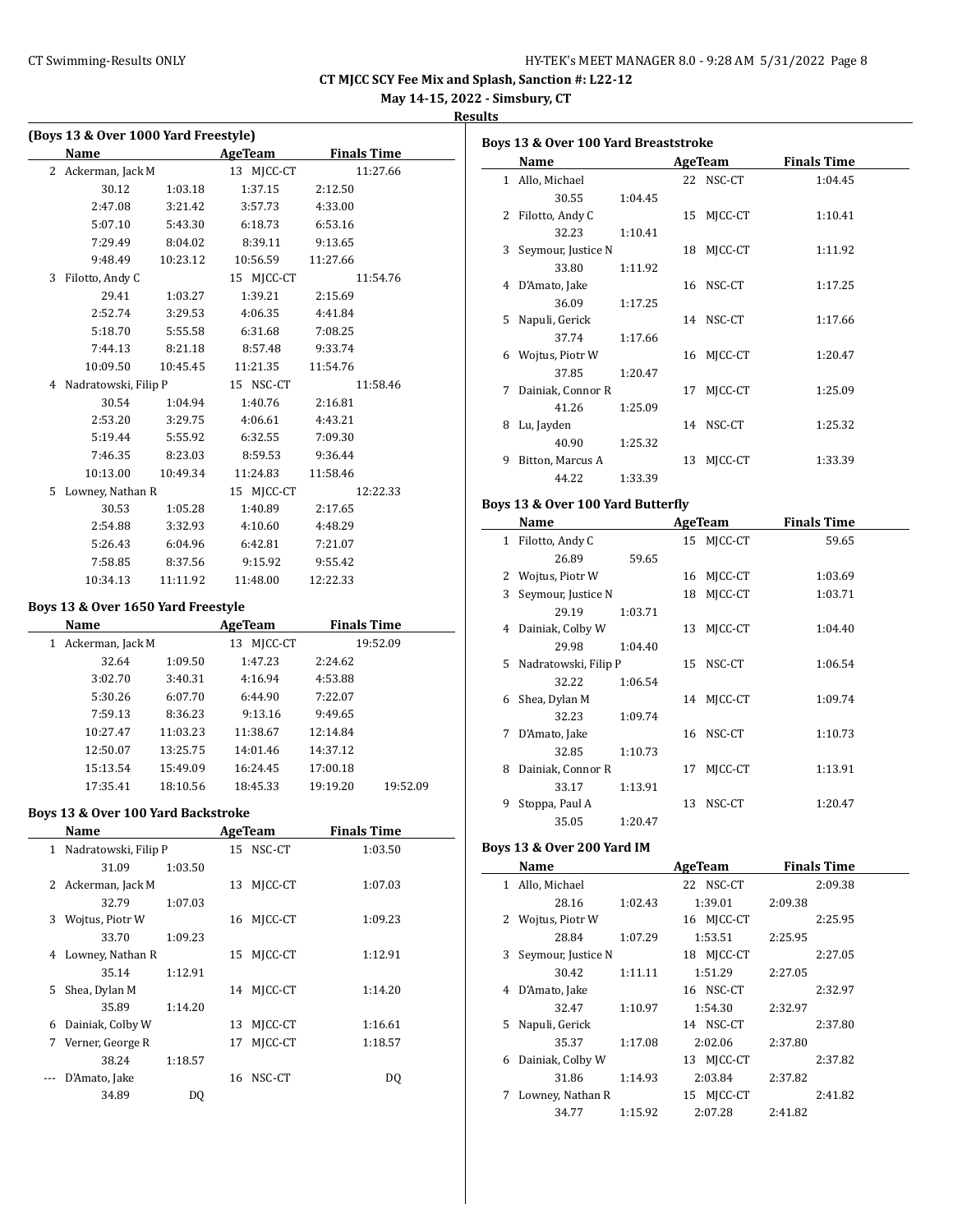# CT MJCC SCY Fee Mix and Splash, Sanction #: L22-12

**May 14-15, 2022 - Simsbury, CT**

**Results**

### (Boys 13 & Over 1000 Yard Freestyle)

| | Name | AgeTeam | | Finals Time |
|---|---|---|---|---|
| 2 | Ackerman, Jack M | 13 MJCC-CT | | 11:27.66 |
| | 30.12 | 1:03.18 | 1:37.15 | 2:12.50 |
| | 2:47.08 | 3:21.42 | 3:57.73 | 4:33.00 |
| | 5:07.10 | 5:43.30 | 6:18.73 | 6:53.16 |
| | 7:29.49 | 8:04.02 | 8:39.11 | 9:13.65 |
| | 9:48.49 | 10:23.12 | 10:56.59 | 11:27.66 |
| 3 | Filotto, Andy C | 15 MJCC-CT | | 11:54.76 |
| | 29.41 | 1:03.27 | 1:39.21 | 2:15.69 |
| | 2:52.74 | 3:29.53 | 4:06.35 | 4:41.84 |
| | 5:18.70 | 5:55.58 | 6:31.68 | 7:08.25 |
| | 7:44.13 | 8:21.18 | 8:57.48 | 9:33.74 |
| | 10:09.50 | 10:45.45 | 11:21.35 | 11:54.76 |
| 4 | Nadratowski, Filip P | 15 NSC-CT | | 11:58.46 |
| | 30.54 | 1:04.94 | 1:40.76 | 2:16.81 |
| | 2:53.20 | 3:29.75 | 4:06.61 | 4:43.21 |
| | 5:19.44 | 5:55.92 | 6:32.55 | 7:09.30 |
| | 7:46.35 | 8:23.03 | 8:59.53 | 9:36.44 |
| | 10:13.00 | 10:49.34 | 11:24.83 | 11:58.46 |
| 5 | Lowney, Nathan R | 15 MJCC-CT | | 12:22.33 |
| | 30.53 | 1:05.28 | 1:40.89 | 2:17.65 |
| | 2:54.88 | 3:32.93 | 4:10.60 | 4:48.29 |
| | 5:26.43 | 6:04.96 | 6:42.81 | 7:21.07 |
| | 7:58.85 | 8:37.56 | 9:15.92 | 9:55.42 |
| | 10:34.13 | 11:11.92 | 11:48.00 | 12:22.33 |

### Boys 13 & Over 1650 Yard Freestyle

| | Name | AgeTeam | | Finals Time | |
|---|---|---|---|---|---|
| 1 | Ackerman, Jack M | 13 MJCC-CT | | 19:52.09 | |
| | 32.64 | 1:09.50 | 1:47.23 | 2:24.62 | |
| | 3:02.70 | 3:40.31 | 4:16.94 | 4:53.88 | |
| | 5:30.26 | 6:07.70 | 6:44.90 | 7:22.07 | |
| | 7:59.13 | 8:36.23 | 9:13.16 | 9:49.65 | |
| | 10:27.47 | 11:03.23 | 11:38.67 | 12:14.84 | |
| | 12:50.07 | 13:25.75 | 14:01.46 | 14:37.12 | |
| | 15:13.54 | 15:49.09 | 16:24.45 | 17:00.18 | |
| | 17:35.41 | 18:10.56 | 18:45.33 | 19:19.20 | 19:52.09 |

### Boys 13 & Over 100 Yard Backstroke

| | Name | | AgeTeam | Finals Time |
|---|---|---|---|---|
| 1 | Nadratowski, Filip P | | 15 NSC-CT | 1:03.50 |
| | 31.09 | 1:03.50 | | |
| 2 | Ackerman, Jack M | | 13 MJCC-CT | 1:07.03 |
| | 32.79 | 1:07.03 | | |
| 3 | Wojtus, Piotr W | | 16 MJCC-CT | 1:09.23 |
| | 33.70 | 1:09.23 | | |
| 4 | Lowney, Nathan R | | 15 MJCC-CT | 1:12.91 |
| | 35.14 | 1:12.91 | | |
| 5 | Shea, Dylan M | | 14 MJCC-CT | 1:14.20 |
| | 35.89 | 1:14.20 | | |
| 6 | Dainiak, Colby W | | 13 MJCC-CT | 1:16.61 |
| 7 | Verner, George R | | 17 MJCC-CT | 1:18.57 |
| | 38.24 | 1:18.57 | | |
| --- | D'Amato, Jake | | 16 NSC-CT | DQ |
| | 34.89 | DQ | | |

### Boys 13 & Over 100 Yard Breaststroke

| | Name | | AgeTeam | Finals Time |
|---|---|---|---|---|
| 1 | Allo, Michael | | 22 NSC-CT | 1:04.45 |
| | 30.55 | 1:04.45 | | |
| 2 | Filotto, Andy C | | 15 MJCC-CT | 1:10.41 |
| | 32.23 | 1:10.41 | | |
| 3 | Seymour, Justice N | | 18 MJCC-CT | 1:11.92 |
| | 33.80 | 1:11.92 | | |
| 4 | D'Amato, Jake | | 16 NSC-CT | 1:17.25 |
| | 36.09 | 1:17.25 | | |
| 5 | Napuli, Gerick | | 14 NSC-CT | 1:17.66 |
| | 37.74 | 1:17.66 | | |
| 6 | Wojtus, Piotr W | | 16 MJCC-CT | 1:20.47 |
| | 37.85 | 1:20.47 | | |
| 7 | Dainiak, Connor R | | 17 MJCC-CT | 1:25.09 |
| | 41.26 | 1:25.09 | | |
| 8 | Lu, Jayden | | 14 NSC-CT | 1:25.32 |
| | 40.90 | 1:25.32 | | |
| 9 | Bitton, Marcus A | | 13 MJCC-CT | 1:33.39 |
| | 44.22 | 1:33.39 | | |

### Boys 13 & Over 100 Yard Butterfly

| | Name | | AgeTeam | Finals Time |
|---|---|---|---|---|
| 1 | Filotto, Andy C | | 15 MJCC-CT | 59.65 |
| | 26.89 | 59.65 | | |
| 2 | Wojtus, Piotr W | | 16 MJCC-CT | 1:03.69 |
| 3 | Seymour, Justice N | | 18 MJCC-CT | 1:03.71 |
| | 29.19 | 1:03.71 | | |
| 4 | Dainiak, Colby W | | 13 MJCC-CT | 1:04.40 |
| | 29.98 | 1:04.40 | | |
| 5 | Nadratowski, Filip P | | 15 NSC-CT | 1:06.54 |
| | 32.22 | 1:06.54 | | |
| 6 | Shea, Dylan M | | 14 MJCC-CT | 1:09.74 |
| | 32.23 | 1:09.74 | | |
| 7 | D'Amato, Jake | | 16 NSC-CT | 1:10.73 |
| | 32.85 | 1:10.73 | | |
| 8 | Dainiak, Connor R | | 17 MJCC-CT | 1:13.91 |
| | 33.17 | 1:13.91 | | |
| 9 | Stoppa, Paul A | | 13 NSC-CT | 1:20.47 |
| | 35.05 | 1:20.47 | | |

### Boys 13 & Over 200 Yard IM

| | Name | | AgeTeam | | Finals Time |
|---|---|---|---|---|---|
| 1 | Allo, Michael | | 22 NSC-CT | | 2:09.38 |
| | 28.16 | 1:02.43 | 1:39.01 | 2:09.38 | |
| 2 | Wojtus, Piotr W | | 16 MJCC-CT | | 2:25.95 |
| | 28.84 | 1:07.29 | 1:53.51 | 2:25.95 | |
| 3 | Seymour, Justice N | | 18 MJCC-CT | | 2:27.05 |
| | 30.42 | 1:11.11 | 1:51.29 | 2:27.05 | |
| 4 | D'Amato, Jake | | 16 NSC-CT | | 2:32.97 |
| | 32.47 | 1:10.97 | 1:54.30 | 2:32.97 | |
| 5 | Napuli, Gerick | | 14 NSC-CT | | 2:37.80 |
| | 35.37 | 1:17.08 | 2:02.06 | 2:37.80 | |
| 6 | Dainiak, Colby W | | 13 MJCC-CT | | 2:37.82 |
| | 31.86 | 1:14.93 | 2:03.84 | 2:37.82 | |
| 7 | Lowney, Nathan R | | 15 MJCC-CT | | 2:41.82 |
| | 34.77 | 1:15.92 | 2:07.28 | 2:41.82 | |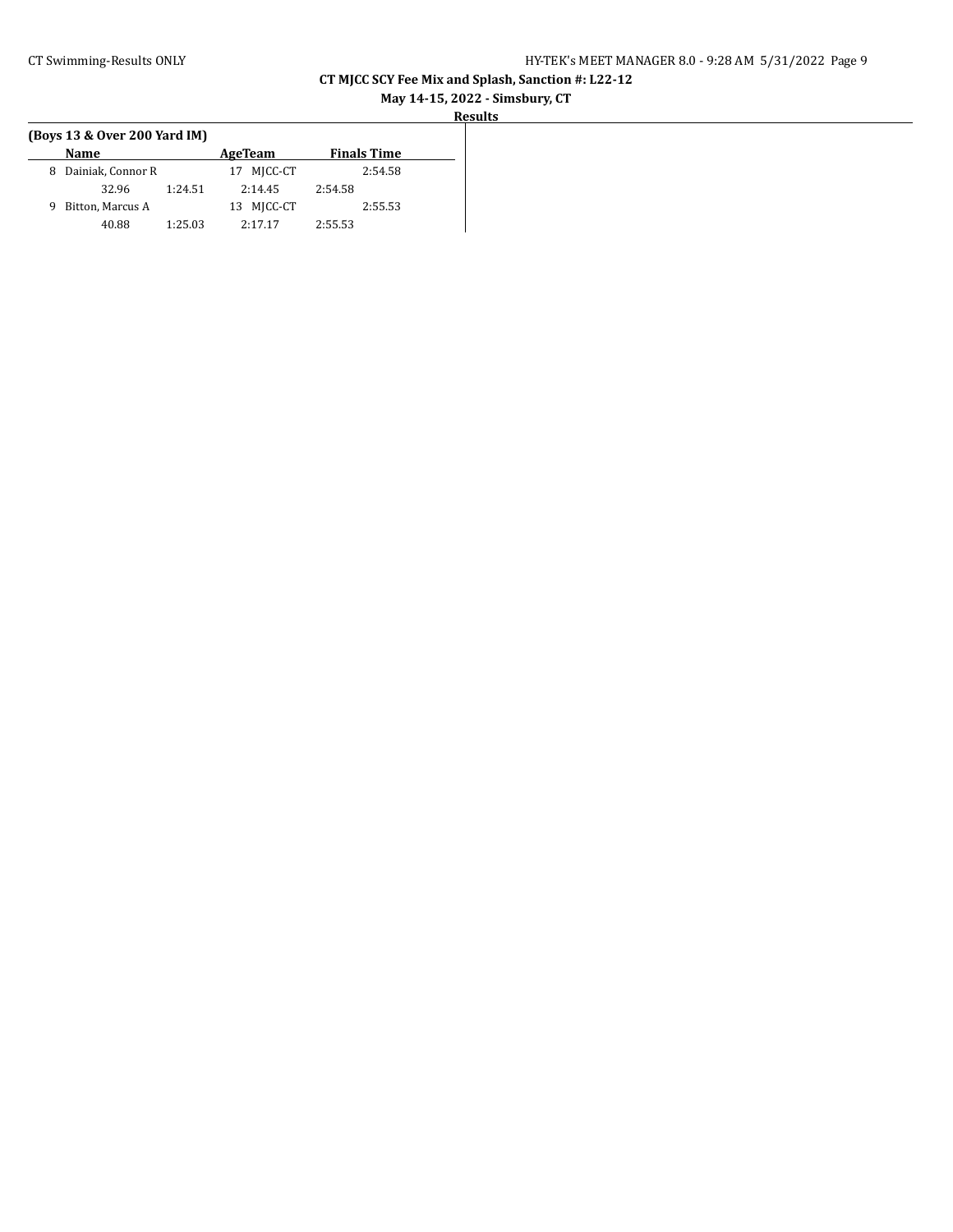**CT MJCC SCY Fee Mix and Splash, Sanction #: L22-12**

**May 14-15, 2022 - Simsbury, CT**

**Results**

**(Boys 13 & Over 200 Yard IM)**

| | Name | | AgeTeam | | Finals Time |
|---|---|---|---|---|---|
| 8 | Dainiak, Connor R | | 17 | MJCC-CT | 2:54.58 |
| | 32.96 | 1:24.51 | 2:14.45 | 2:54.58 | |
| 9 | Bitton, Marcus A | | 13 | MJCC-CT | 2:55.53 |
| | 40.88 | 1:25.03 | 2:17.17 | 2:55.53 | |